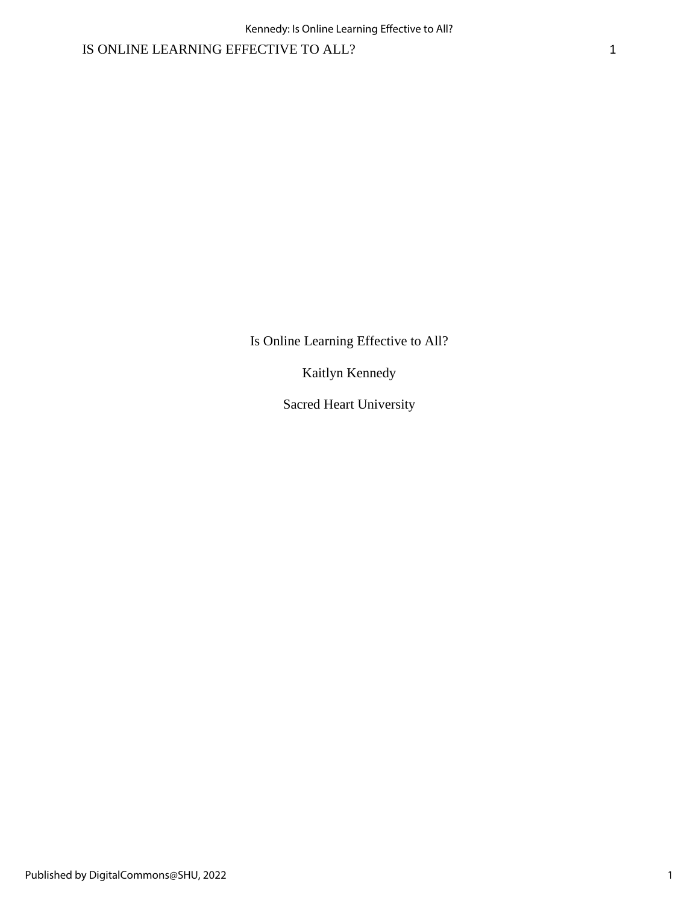Is Online Learning Effective to All?

Kaitlyn Kennedy

Sacred Heart University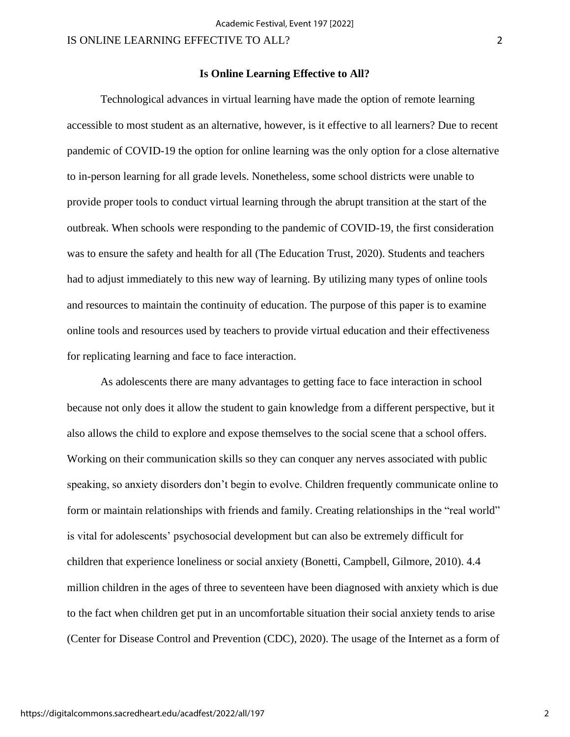**Is Online Learning Effective to All?**

Technological advances in virtual learning have made the option of remote learning accessible to most student as an alternative, however, is it effective to all learners? Due to recent pandemic of COVID-19 the option for online learning was the only option for a close alternative to in-person learning for all grade levels. Nonetheless, some school districts were unable to provide proper tools to conduct virtual learning through the abrupt transition at the start of the outbreak. When schools were responding to the pandemic of COVID-19, the first consideration was to ensure the safety and health for all (The Education Trust, 2020). Students and teachers had to adjust immediately to this new way of learning. By utilizing many types of online tools and resources to maintain the continuity of education. The purpose of this paper is to examine online tools and resources used by teachers to provide virtual education and their effectiveness for replicating learning and face to face interaction.

As adolescents there are many advantages to getting face to face interaction in school because not only does it allow the student to gain knowledge from a different perspective, but it also allows the child to explore and expose themselves to the social scene that a school offers. Working on their communication skills so they can conquer any nerves associated with public speaking, so anxiety disorders don't begin to evolve. Children frequently communicate online to form or maintain relationships with friends and family. Creating relationships in the "real world" is vital for adolescents' psychosocial development but can also be extremely difficult for children that experience loneliness or social anxiety (Bonetti, Campbell, Gilmore, 2010). 4.4 million children in the ages of three to seventeen have been diagnosed with anxiety which is due to the fact when children get put in an uncomfortable situation their social anxiety tends to arise (Center for Disease Control and Prevention (CDC), 2020). The usage of the Internet as a form of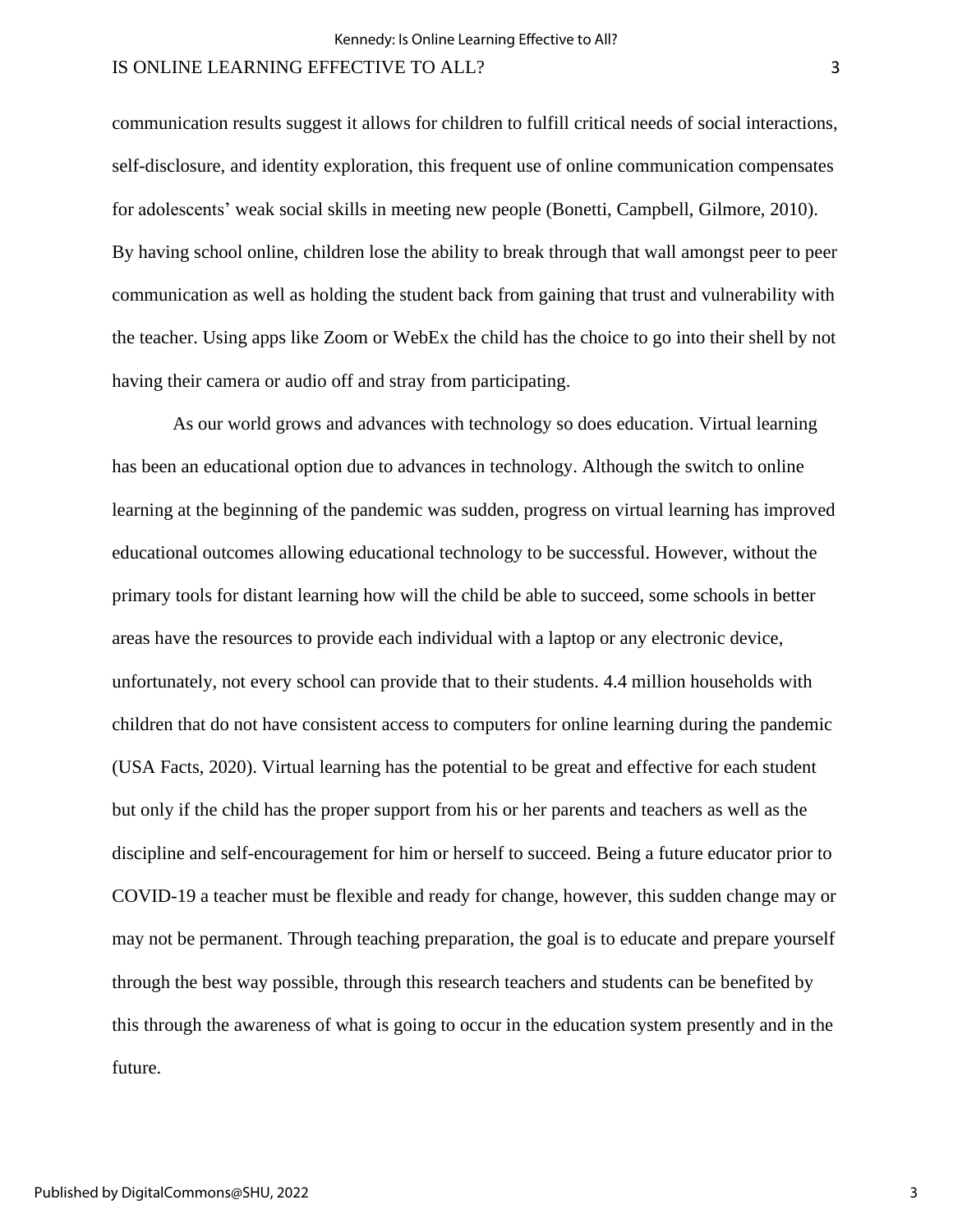communication results suggest it allows for children to fulfill critical needs of social interactions, self-disclosure, and identity exploration, this frequent use of online communication compensates for adolescents' weak social skills in meeting new people (Bonetti, Campbell, Gilmore, 2010). By having school online, children lose the ability to break through that wall amongst peer to peer communication as well as holding the student back from gaining that trust and vulnerability with the teacher. Using apps like Zoom or WebEx the child has the choice to go into their shell by not having their camera or audio off and stray from participating.

As our world grows and advances with technology so does education. Virtual learning has been an educational option due to advances in technology. Although the switch to online learning at the beginning of the pandemic was sudden, progress on virtual learning has improved educational outcomes allowing educational technology to be successful. However, without the primary tools for distant learning how will the child be able to succeed, some schools in better areas have the resources to provide each individual with a laptop or any electronic device, unfortunately, not every school can provide that to their students. 4.4 million households with children that do not have consistent access to computers for online learning during the pandemic (USA Facts, 2020). Virtual learning has the potential to be great and effective for each student but only if the child has the proper support from his or her parents and teachers as well as the discipline and self-encouragement for him or herself to succeed. Being a future educator prior to COVID-19 a teacher must be flexible and ready for change, however, this sudden change may or may not be permanent. Through teaching preparation, the goal is to educate and prepare yourself through the best way possible, through this research teachers and students can be benefited by this through the awareness of what is going to occur in the education system presently and in the future.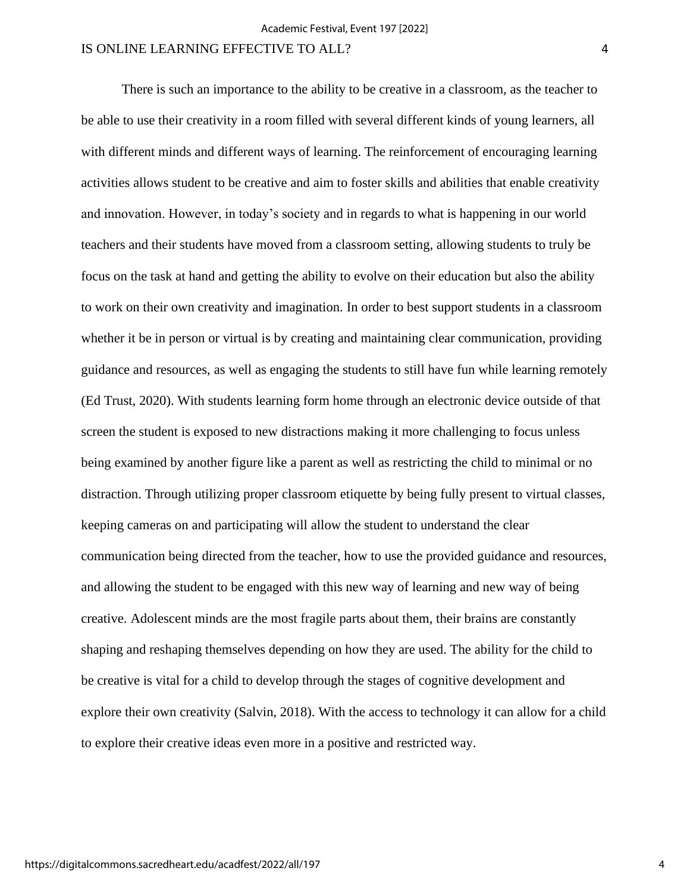There is such an importance to the ability to be creative in a classroom, as the teacher to be able to use their creativity in a room filled with several different kinds of young learners, all with different minds and different ways of learning. The reinforcement of encouraging learning activities allows student to be creative and aim to foster skills and abilities that enable creativity and innovation. However, in today's society and in regards to what is happening in our world teachers and their students have moved from a classroom setting, allowing students to truly be focus on the task at hand and getting the ability to evolve on their education but also the ability to work on their own creativity and imagination. In order to best support students in a classroom whether it be in person or virtual is by creating and maintaining clear communication, providing guidance and resources, as well as engaging the students to still have fun while learning remotely (Ed Trust, 2020). With students learning form home through an electronic device outside of that screen the student is exposed to new distractions making it more challenging to focus unless being examined by another figure like a parent as well as restricting the child to minimal or no distraction. Through utilizing proper classroom etiquette by being fully present to virtual classes, keeping cameras on and participating will allow the student to understand the clear communication being directed from the teacher, how to use the provided guidance and resources, and allowing the student to be engaged with this new way of learning and new way of being creative. Adolescent minds are the most fragile parts about them, their brains are constantly shaping and reshaping themselves depending on how they are used. The ability for the child to be creative is vital for a child to develop through the stages of cognitive development and explore their own creativity (Salvin, 2018). With the access to technology it can allow for a child to explore their creative ideas even more in a positive and restricted way.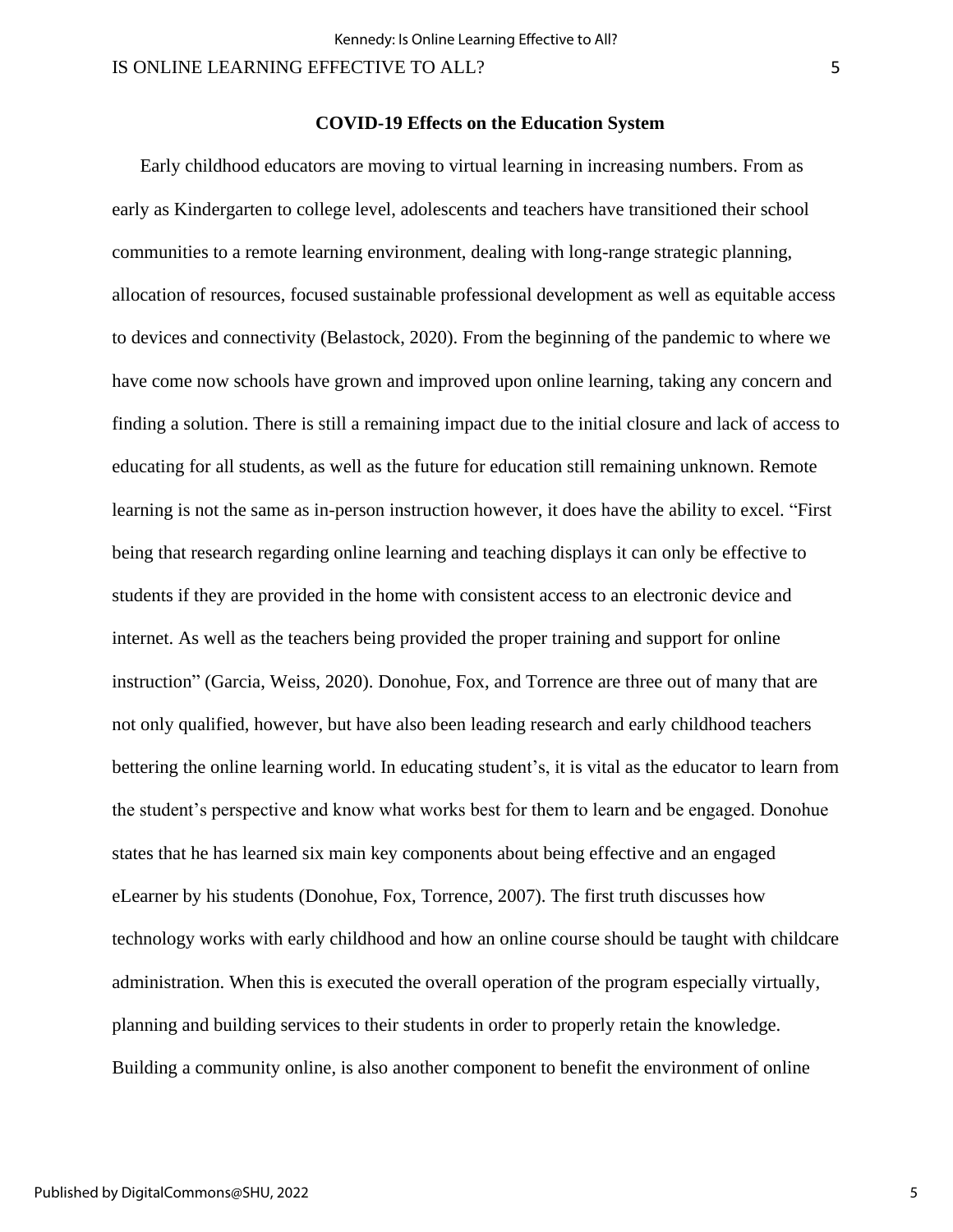## COVID-19 Effects on the Education System

Early childhood educators are moving to virtual learning in increasing numbers. From as early as Kindergarten to college level, adolescents and teachers have transitioned their school communities to a remote learning environment, dealing with long-range strategic planning, allocation of resources, focused sustainable professional development as well as equitable access to devices and connectivity (Belastock, 2020). From the beginning of the pandemic to where we have come now schools have grown and improved upon online learning, taking any concern and finding a solution. There is still a remaining impact due to the initial closure and lack of access to educating for all students, as well as the future for education still remaining unknown. Remote learning is not the same as in-person instruction however, it does have the ability to excel. "First being that research regarding online learning and teaching displays it can only be effective to students if they are provided in the home with consistent access to an electronic device and internet. As well as the teachers being provided the proper training and support for online instruction" (Garcia, Weiss, 2020). Donohue, Fox, and Torrence are three out of many that are not only qualified, however, but have also been leading research and early childhood teachers bettering the online learning world. In educating student's, it is vital as the educator to learn from the student's perspective and know what works best for them to learn and be engaged. Donohue states that he has learned six main key components about being effective and an engaged eLearner by his students (Donohue, Fox, Torrence, 2007). The first truth discusses how technology works with early childhood and how an online course should be taught with childcare administration. When this is executed the overall operation of the program especially virtually, planning and building services to their students in order to properly retain the knowledge. Building a community online, is also another component to benefit the environment of online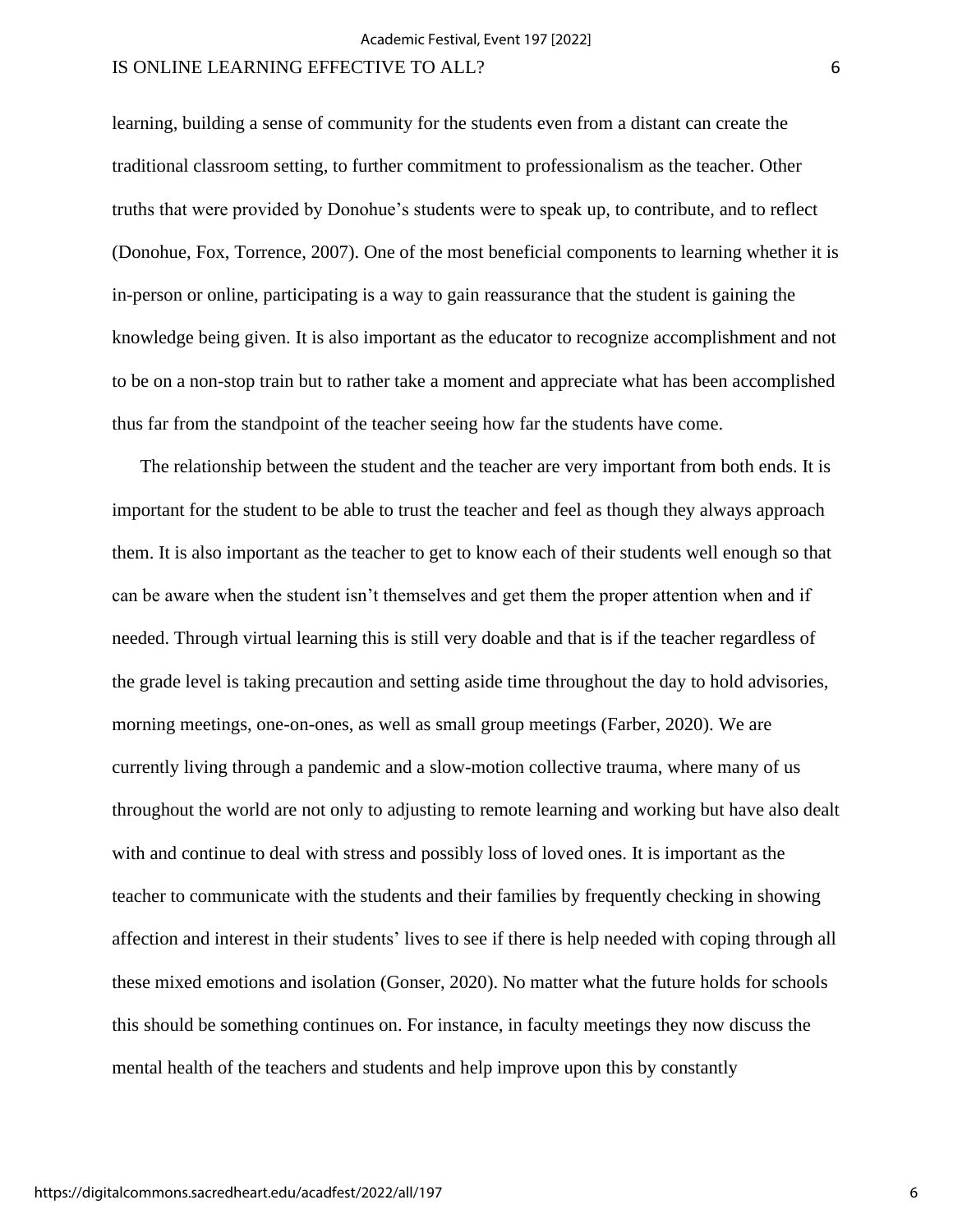learning, building a sense of community for the students even from a distant can create the traditional classroom setting, to further commitment to professionalism as the teacher. Other truths that were provided by Donohue's students were to speak up, to contribute, and to reflect (Donohue, Fox, Torrence, 2007). One of the most beneficial components to learning whether it is in-person or online, participating is a way to gain reassurance that the student is gaining the knowledge being given. It is also important as the educator to recognize accomplishment and not to be on a non-stop train but to rather take a moment and appreciate what has been accomplished thus far from the standpoint of the teacher seeing how far the students have come.

The relationship between the student and the teacher are very important from both ends. It is important for the student to be able to trust the teacher and feel as though they always approach them. It is also important as the teacher to get to know each of their students well enough so that can be aware when the student isn't themselves and get them the proper attention when and if needed. Through virtual learning this is still very doable and that is if the teacher regardless of the grade level is taking precaution and setting aside time throughout the day to hold advisories, morning meetings, one-on-ones, as well as small group meetings (Farber, 2020). We are currently living through a pandemic and a slow-motion collective trauma, where many of us throughout the world are not only to adjusting to remote learning and working but have also dealt with and continue to deal with stress and possibly loss of loved ones. It is important as the teacher to communicate with the students and their families by frequently checking in showing affection and interest in their students' lives to see if there is help needed with coping through all these mixed emotions and isolation (Gonser, 2020). No matter what the future holds for schools this should be something continues on. For instance, in faculty meetings they now discuss the mental health of the teachers and students and help improve upon this by constantly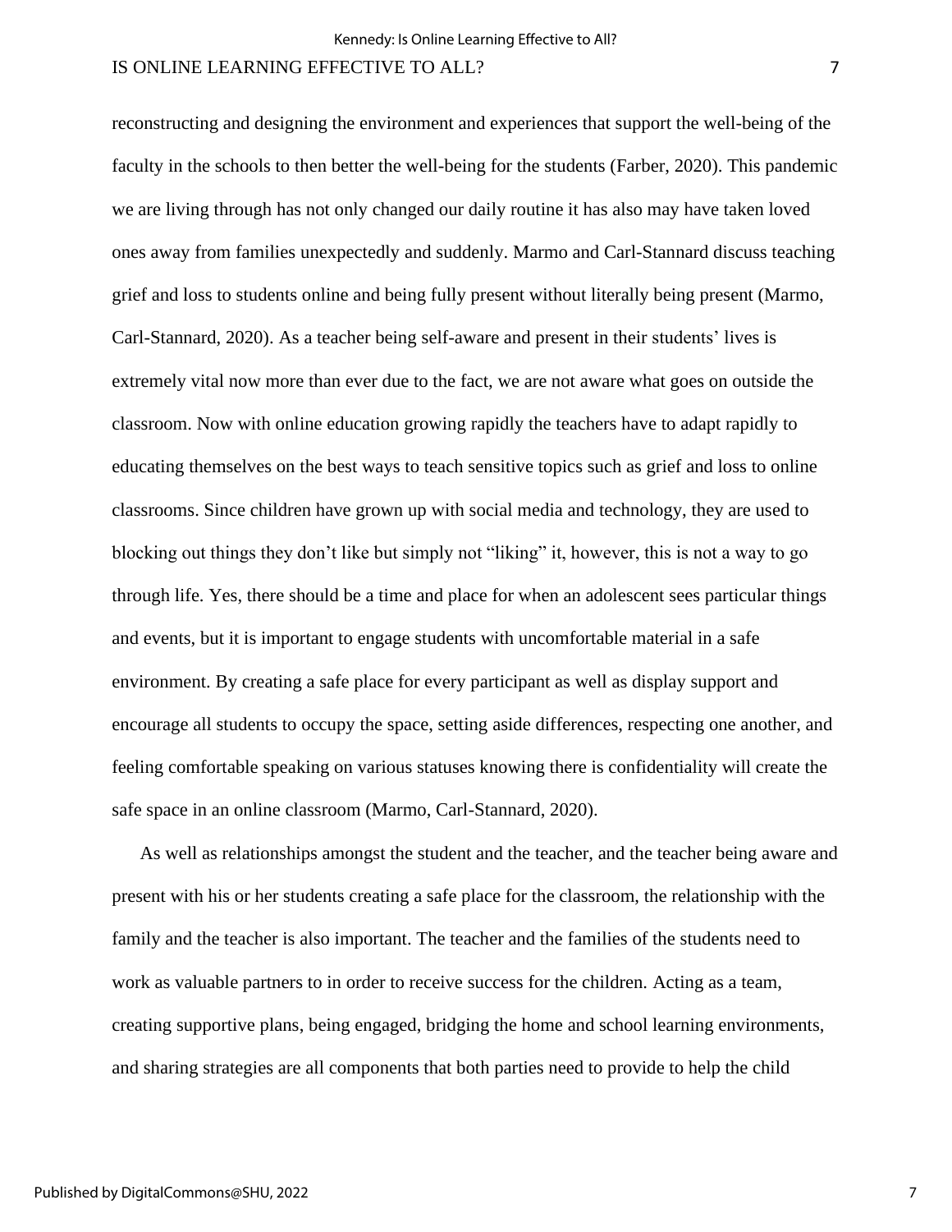reconstructing and designing the environment and experiences that support the well-being of the faculty in the schools to then better the well-being for the students (Farber, 2020). This pandemic we are living through has not only changed our daily routine it has also may have taken loved ones away from families unexpectedly and suddenly. Marmo and Carl-Stannard discuss teaching grief and loss to students online and being fully present without literally being present (Marmo, Carl-Stannard, 2020). As a teacher being self-aware and present in their students' lives is extremely vital now more than ever due to the fact, we are not aware what goes on outside the classroom. Now with online education growing rapidly the teachers have to adapt rapidly to educating themselves on the best ways to teach sensitive topics such as grief and loss to online classrooms. Since children have grown up with social media and technology, they are used to blocking out things they don't like but simply not "liking" it, however, this is not a way to go through life. Yes, there should be a time and place for when an adolescent sees particular things and events, but it is important to engage students with uncomfortable material in a safe environment. By creating a safe place for every participant as well as display support and encourage all students to occupy the space, setting aside differences, respecting one another, and feeling comfortable speaking on various statuses knowing there is confidentiality will create the safe space in an online classroom (Marmo, Carl-Stannard, 2020).

As well as relationships amongst the student and the teacher, and the teacher being aware and present with his or her students creating a safe place for the classroom, the relationship with the family and the teacher is also important. The teacher and the families of the students need to work as valuable partners to in order to receive success for the children. Acting as a team, creating supportive plans, being engaged, bridging the home and school learning environments, and sharing strategies are all components that both parties need to provide to help the child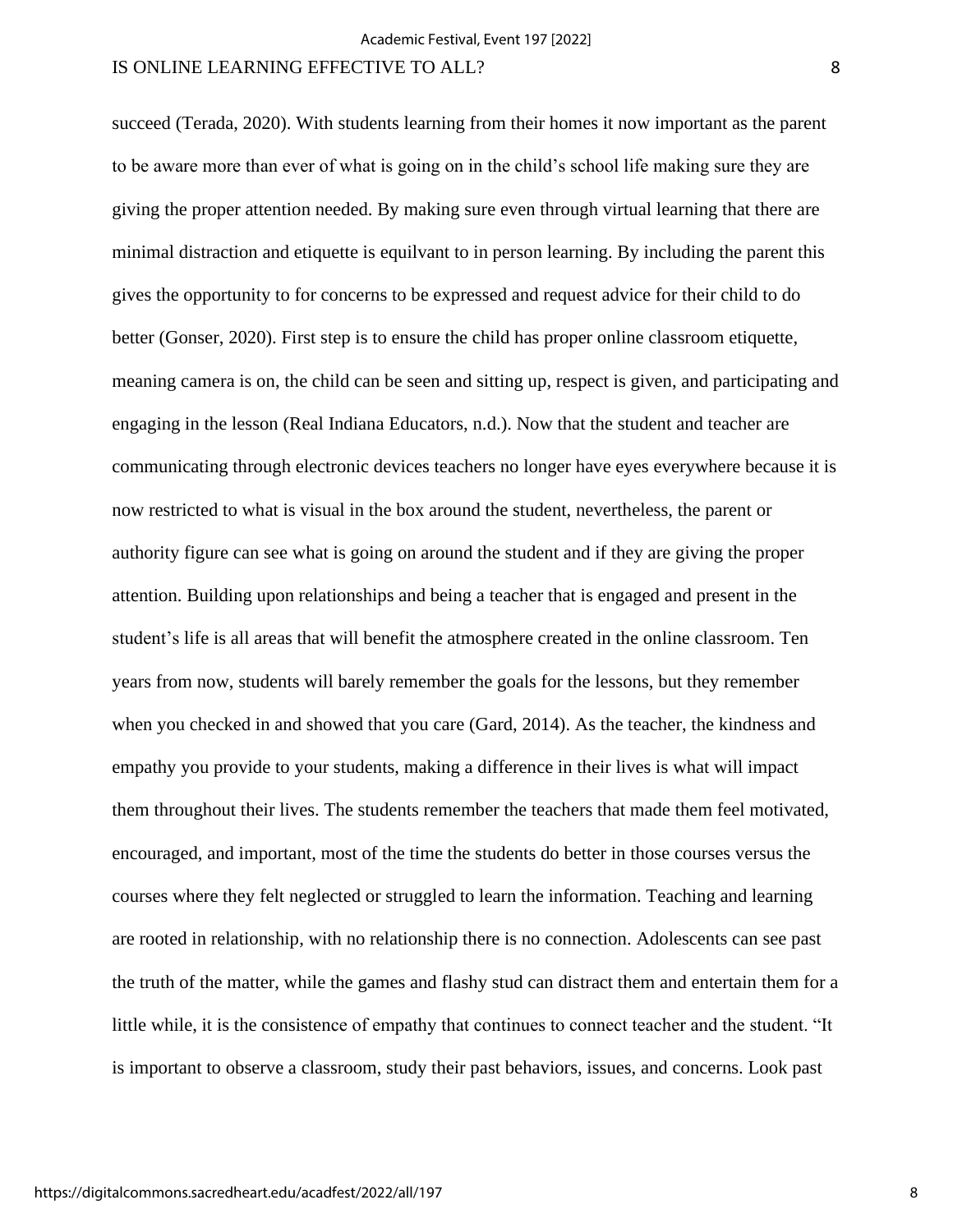succeed (Terada, 2020). With students learning from their homes it now important as the parent to be aware more than ever of what is going on in the child's school life making sure they are giving the proper attention needed. By making sure even through virtual learning that there are minimal distraction and etiquette is equilvant to in person learning. By including the parent this gives the opportunity to for concerns to be expressed and request advice for their child to do better (Gonser, 2020). First step is to ensure the child has proper online classroom etiquette, meaning camera is on, the child can be seen and sitting up, respect is given, and participating and engaging in the lesson (Real Indiana Educators, n.d.). Now that the student and teacher are communicating through electronic devices teachers no longer have eyes everywhere because it is now restricted to what is visual in the box around the student, nevertheless, the parent or authority figure can see what is going on around the student and if they are giving the proper attention. Building upon relationships and being a teacher that is engaged and present in the student's life is all areas that will benefit the atmosphere created in the online classroom. Ten years from now, students will barely remember the goals for the lessons, but they remember when you checked in and showed that you care (Gard, 2014). As the teacher, the kindness and empathy you provide to your students, making a difference in their lives is what will impact them throughout their lives. The students remember the teachers that made them feel motivated, encouraged, and important, most of the time the students do better in those courses versus the courses where they felt neglected or struggled to learn the information. Teaching and learning are rooted in relationship, with no relationship there is no connection. Adolescents can see past the truth of the matter, while the games and flashy stud can distract them and entertain them for a little while, it is the consistence of empathy that continues to connect teacher and the student. "It is important to observe a classroom, study their past behaviors, issues, and concerns. Look past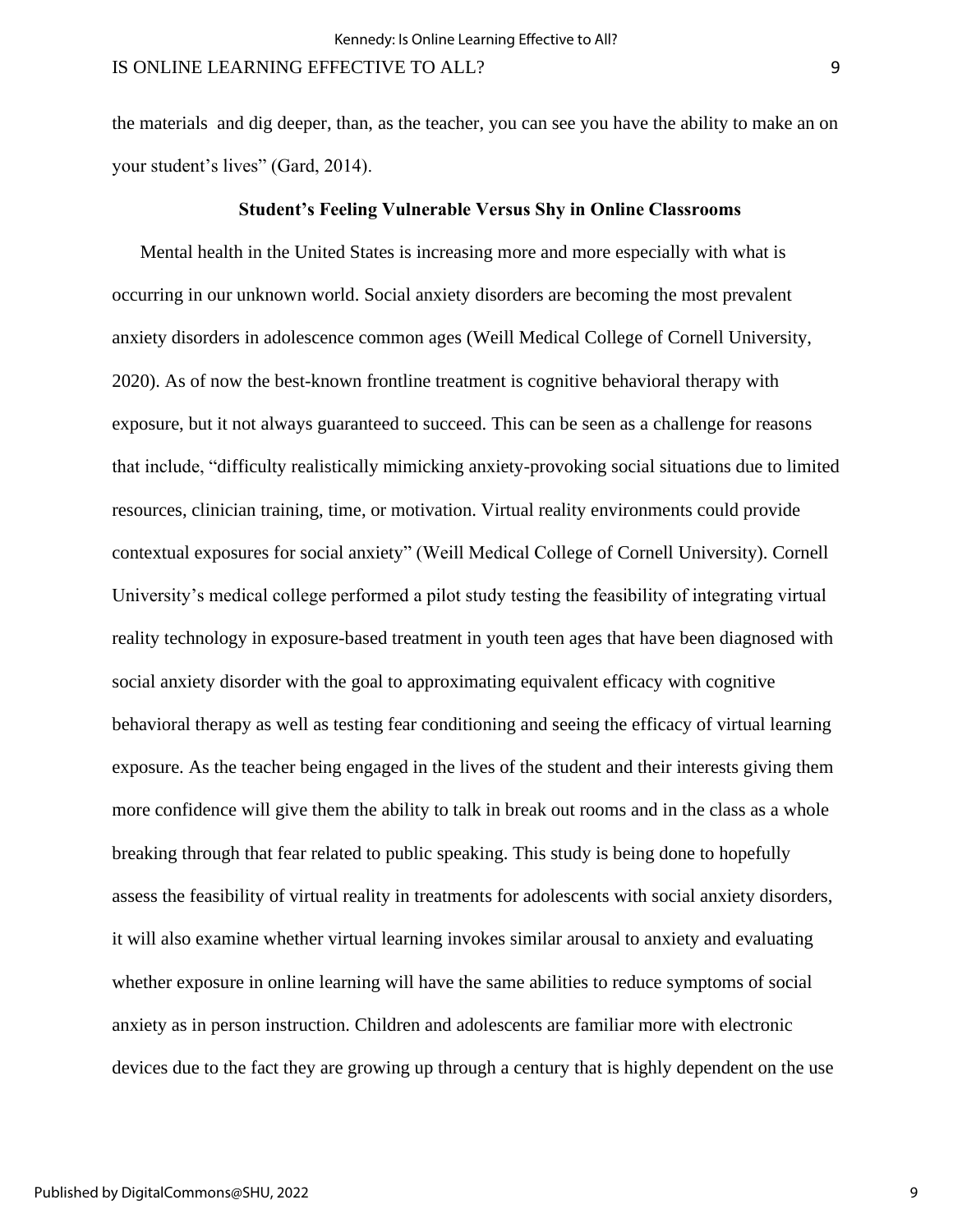the materials  and dig deeper, than, as the teacher, you can see you have the ability to make an on your student's lives" (Gard, 2014).

### Student's Feeling Vulnerable Versus Shy in Online Classrooms

Mental health in the United States is increasing more and more especially with what is occurring in our unknown world. Social anxiety disorders are becoming the most prevalent anxiety disorders in adolescence common ages (Weill Medical College of Cornell University, 2020). As of now the best-known frontline treatment is cognitive behavioral therapy with exposure, but it not always guaranteed to succeed. This can be seen as a challenge for reasons that include, "difficulty realistically mimicking anxiety-provoking social situations due to limited resources, clinician training, time, or motivation. Virtual reality environments could provide contextual exposures for social anxiety" (Weill Medical College of Cornell University). Cornell University's medical college performed a pilot study testing the feasibility of integrating virtual reality technology in exposure-based treatment in youth teen ages that have been diagnosed with social anxiety disorder with the goal to approximating equivalent efficacy with cognitive behavioral therapy as well as testing fear conditioning and seeing the efficacy of virtual learning exposure. As the teacher being engaged in the lives of the student and their interests giving them more confidence will give them the ability to talk in break out rooms and in the class as a whole breaking through that fear related to public speaking. This study is being done to hopefully assess the feasibility of virtual reality in treatments for adolescents with social anxiety disorders, it will also examine whether virtual learning invokes similar arousal to anxiety and evaluating whether exposure in online learning will have the same abilities to reduce symptoms of social anxiety as in person instruction. Children and adolescents are familiar more with electronic devices due to the fact they are growing up through a century that is highly dependent on the use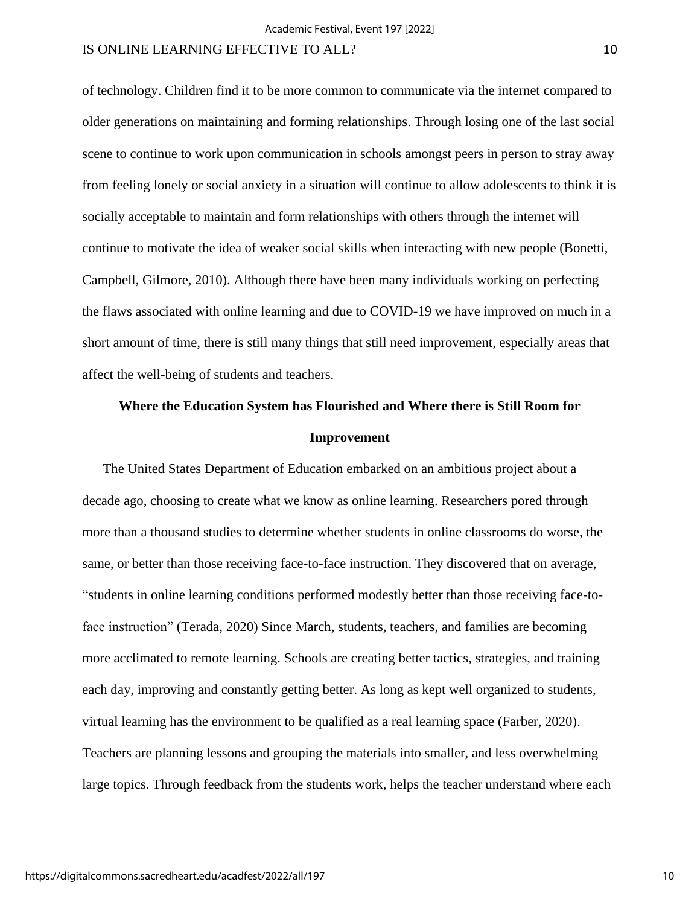of technology. Children find it to be more common to communicate via the internet compared to older generations on maintaining and forming relationships. Through losing one of the last social scene to continue to work upon communication in schools amongst peers in person to stray away from feeling lonely or social anxiety in a situation will continue to allow adolescents to think it is socially acceptable to maintain and form relationships with others through the internet will continue to motivate the idea of weaker social skills when interacting with new people (Bonetti, Campbell, Gilmore, 2010). Although there have been many individuals working on perfecting the flaws associated with online learning and due to COVID-19 we have improved on much in a short amount of time, there is still many things that still need improvement, especially areas that affect the well-being of students and teachers.

## Where the Education System has Flourished and Where there is Still Room for Improvement

The United States Department of Education embarked on an ambitious project about a decade ago, choosing to create what we know as online learning. Researchers pored through more than a thousand studies to determine whether students in online classrooms do worse, the same, or better than those receiving face-to-face instruction. They discovered that on average, "students in online learning conditions performed modestly better than those receiving face-to-face instruction" (Terada, 2020) Since March, students, teachers, and families are becoming more acclimated to remote learning. Schools are creating better tactics, strategies, and training each day, improving and constantly getting better. As long as kept well organized to students, virtual learning has the environment to be qualified as a real learning space (Farber, 2020). Teachers are planning lessons and grouping the materials into smaller, and less overwhelming large topics. Through feedback from the students work, helps the teacher understand where each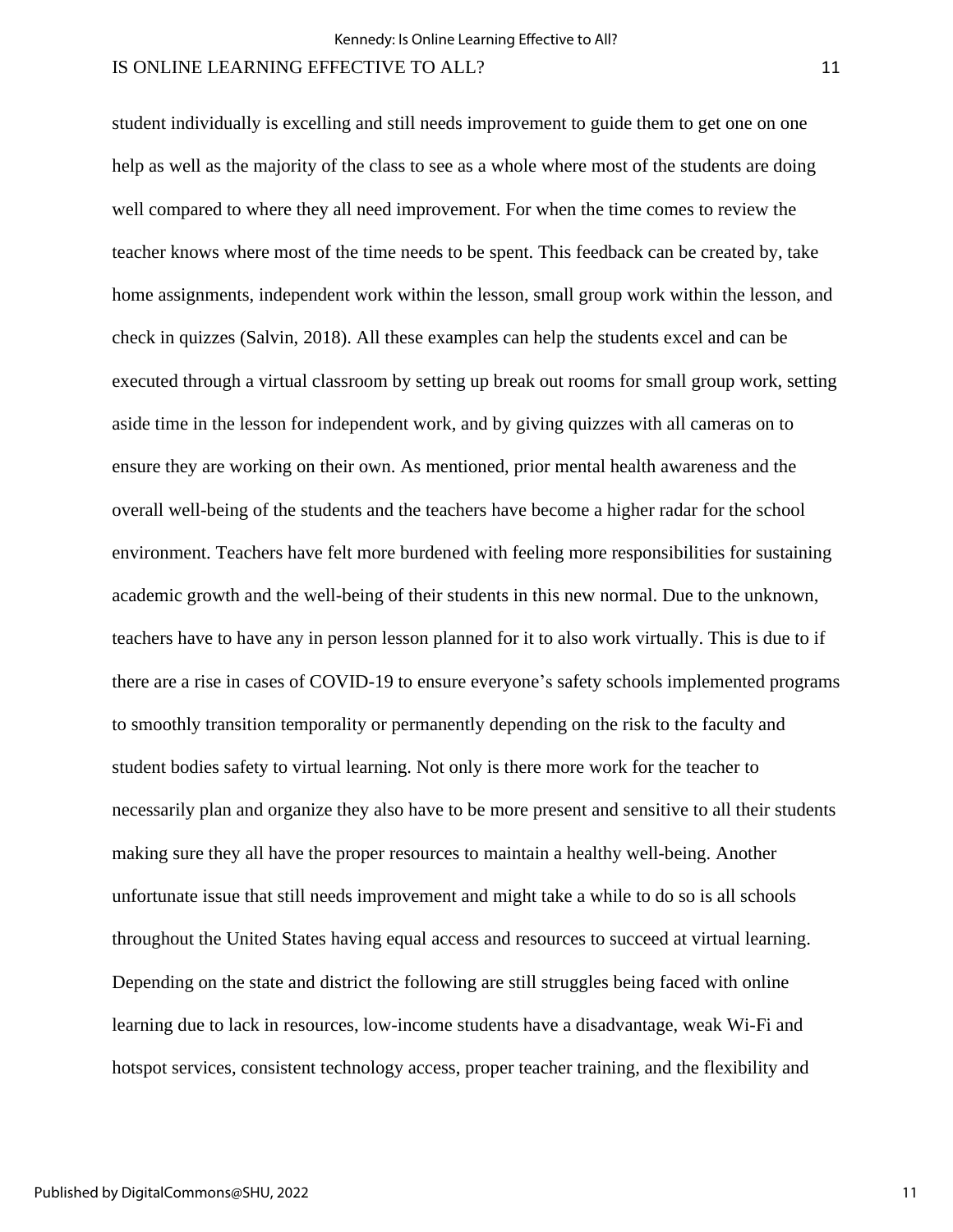student individually is excelling and still needs improvement to guide them to get one on one help as well as the majority of the class to see as a whole where most of the students are doing well compared to where they all need improvement. For when the time comes to review the teacher knows where most of the time needs to be spent. This feedback can be created by, take home assignments, independent work within the lesson, small group work within the lesson, and check in quizzes (Salvin, 2018). All these examples can help the students excel and can be executed through a virtual classroom by setting up break out rooms for small group work, setting aside time in the lesson for independent work, and by giving quizzes with all cameras on to ensure they are working on their own. As mentioned, prior mental health awareness and the overall well-being of the students and the teachers have become a higher radar for the school environment. Teachers have felt more burdened with feeling more responsibilities for sustaining academic growth and the well-being of their students in this new normal. Due to the unknown, teachers have to have any in person lesson planned for it to also work virtually. This is due to if there are a rise in cases of COVID-19 to ensure everyone's safety schools implemented programs to smoothly transition temporality or permanently depending on the risk to the faculty and student bodies safety to virtual learning. Not only is there more work for the teacher to necessarily plan and organize they also have to be more present and sensitive to all their students making sure they all have the proper resources to maintain a healthy well-being. Another unfortunate issue that still needs improvement and might take a while to do so is all schools throughout the United States having equal access and resources to succeed at virtual learning. Depending on the state and district the following are still struggles being faced with online learning due to lack in resources, low-income students have a disadvantage, weak Wi-Fi and hotspot services, consistent technology access, proper teacher training, and the flexibility and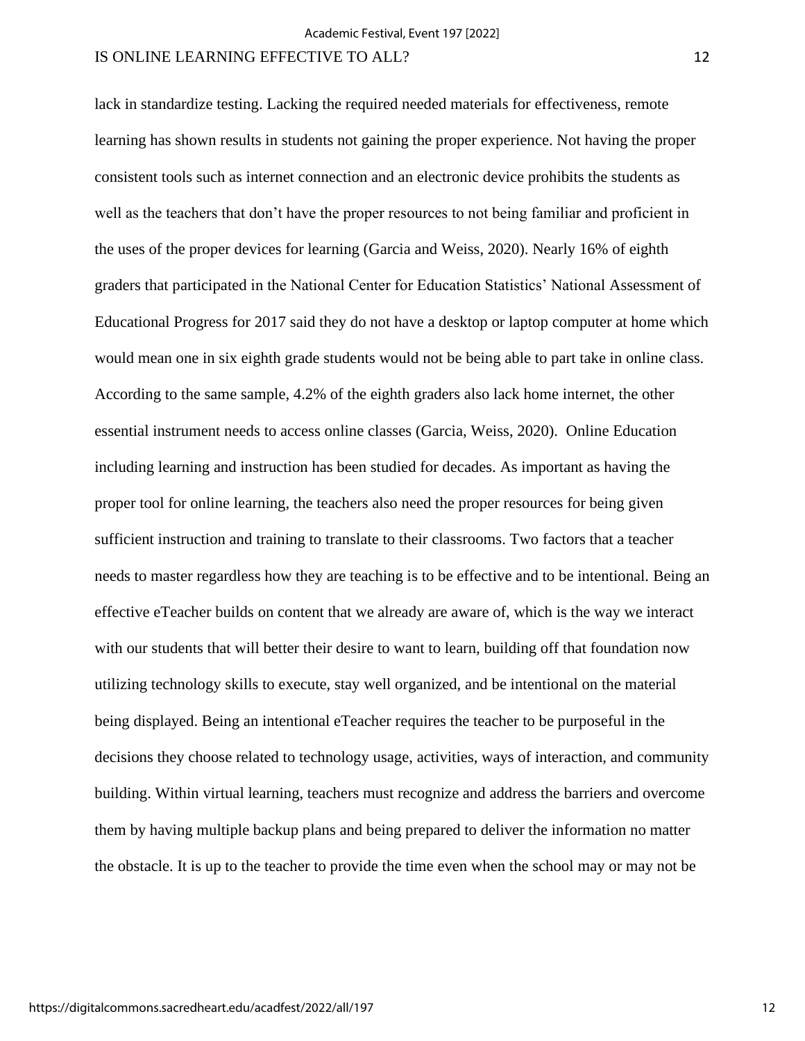lack in standardize testing. Lacking the required needed materials for effectiveness, remote learning has shown results in students not gaining the proper experience. Not having the proper consistent tools such as internet connection and an electronic device prohibits the students as well as the teachers that don't have the proper resources to not being familiar and proficient in the uses of the proper devices for learning (Garcia and Weiss, 2020). Nearly 16% of eighth graders that participated in the National Center for Education Statistics' National Assessment of Educational Progress for 2017 said they do not have a desktop or laptop computer at home which would mean one in six eighth grade students would not be being able to part take in online class. According to the same sample, 4.2% of the eighth graders also lack home internet, the other essential instrument needs to access online classes (Garcia, Weiss, 2020). Online Education including learning and instruction has been studied for decades. As important as having the proper tool for online learning, the teachers also need the proper resources for being given sufficient instruction and training to translate to their classrooms. Two factors that a teacher needs to master regardless how they are teaching is to be effective and to be intentional. Being an effective eTeacher builds on content that we already are aware of, which is the way we interact with our students that will better their desire to want to learn, building off that foundation now utilizing technology skills to execute, stay well organized, and be intentional on the material being displayed. Being an intentional eTeacher requires the teacher to be purposeful in the decisions they choose related to technology usage, activities, ways of interaction, and community building. Within virtual learning, teachers must recognize and address the barriers and overcome them by having multiple backup plans and being prepared to deliver the information no matter the obstacle. It is up to the teacher to provide the time even when the school may or may not be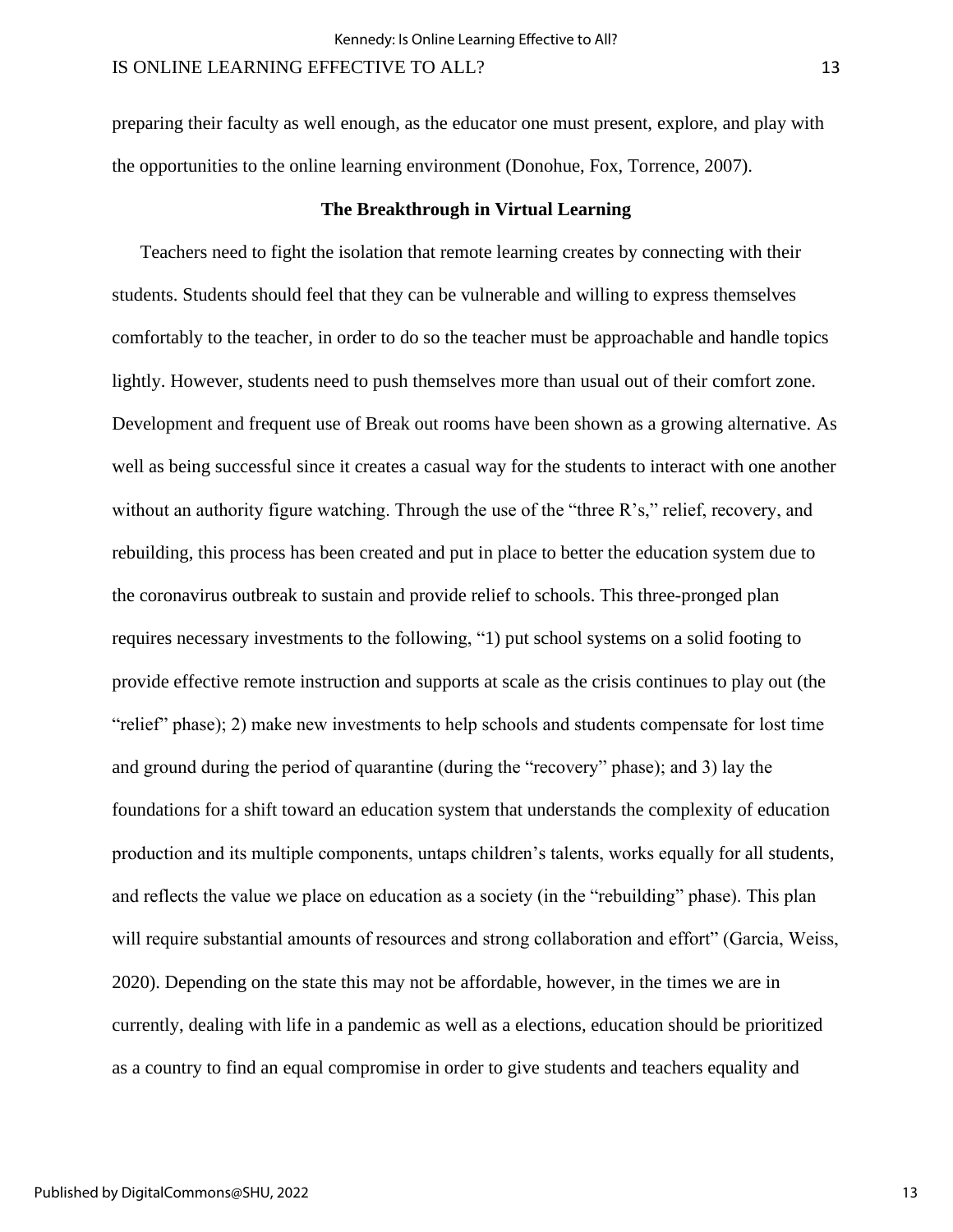preparing their faculty as well enough, as the educator one must present, explore, and play with the opportunities to the online learning environment (Donohue, Fox, Torrence, 2007).

## The Breakthrough in Virtual Learning

Teachers need to fight the isolation that remote learning creates by connecting with their students. Students should feel that they can be vulnerable and willing to express themselves comfortably to the teacher, in order to do so the teacher must be approachable and handle topics lightly. However, students need to push themselves more than usual out of their comfort zone. Development and frequent use of Break out rooms have been shown as a growing alternative. As well as being successful since it creates a casual way for the students to interact with one another without an authority figure watching. Through the use of the "three R's," relief, recovery, and rebuilding, this process has been created and put in place to better the education system due to the coronavirus outbreak to sustain and provide relief to schools. This three-pronged plan requires necessary investments to the following, "1) put school systems on a solid footing to provide effective remote instruction and supports at scale as the crisis continues to play out (the "relief" phase); 2) make new investments to help schools and students compensate for lost time and ground during the period of quarantine (during the "recovery" phase); and 3) lay the foundations for a shift toward an education system that understands the complexity of education production and its multiple components, untaps children's talents, works equally for all students, and reflects the value we place on education as a society (in the "rebuilding" phase). This plan will require substantial amounts of resources and strong collaboration and effort" (Garcia, Weiss, 2020). Depending on the state this may not be affordable, however, in the times we are in currently, dealing with life in a pandemic as well as a elections, education should be prioritized as a country to find an equal compromise in order to give students and teachers equality and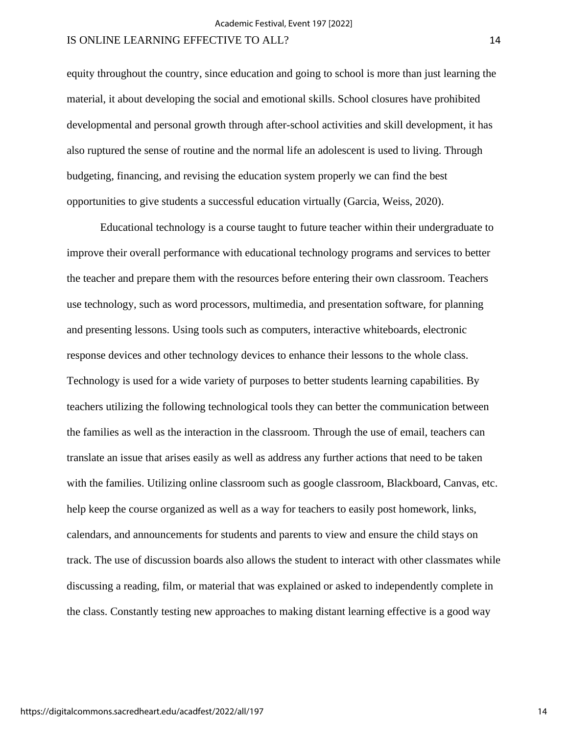equity throughout the country, since education and going to school is more than just learning the material, it about developing the social and emotional skills. School closures have prohibited developmental and personal growth through after-school activities and skill development, it has also ruptured the sense of routine and the normal life an adolescent is used to living. Through budgeting, financing, and revising the education system properly we can find the best opportunities to give students a successful education virtually (Garcia, Weiss, 2020).

Educational technology is a course taught to future teacher within their undergraduate to improve their overall performance with educational technology programs and services to better the teacher and prepare them with the resources before entering their own classroom. Teachers use technology, such as word processors, multimedia, and presentation software, for planning and presenting lessons. Using tools such as computers, interactive whiteboards, electronic response devices and other technology devices to enhance their lessons to the whole class. Technology is used for a wide variety of purposes to better students learning capabilities. By teachers utilizing the following technological tools they can better the communication between the families as well as the interaction in the classroom. Through the use of email, teachers can translate an issue that arises easily as well as address any further actions that need to be taken with the families. Utilizing online classroom such as google classroom, Blackboard, Canvas, etc. help keep the course organized as well as a way for teachers to easily post homework, links, calendars, and announcements for students and parents to view and ensure the child stays on track. The use of discussion boards also allows the student to interact with other classmates while discussing a reading, film, or material that was explained or asked to independently complete in the class. Constantly testing new approaches to making distant learning effective is a good way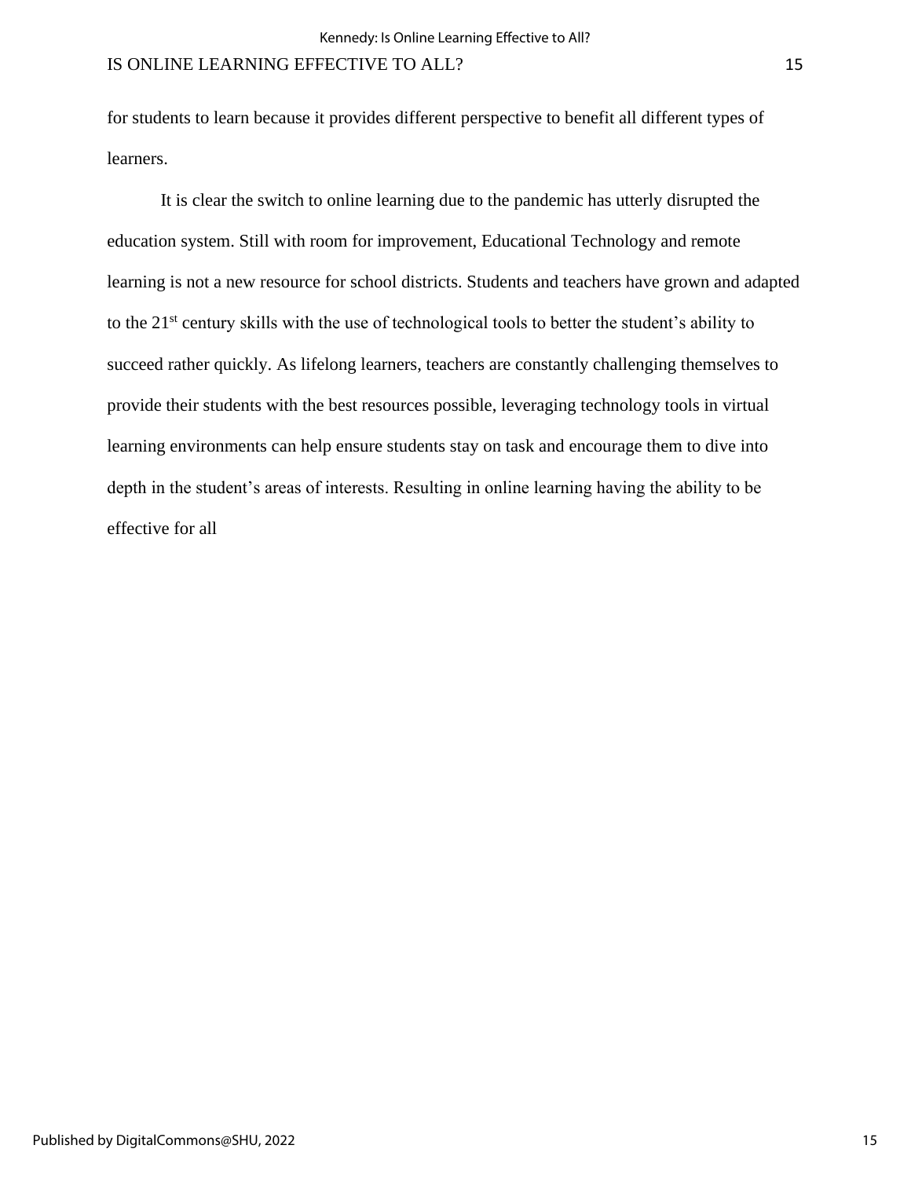for students to learn because it provides different perspective to benefit all different types of learners.

It is clear the switch to online learning due to the pandemic has utterly disrupted the education system. Still with room for improvement, Educational Technology and remote learning is not a new resource for school districts. Students and teachers have grown and adapted to the 21st century skills with the use of technological tools to better the student's ability to succeed rather quickly. As lifelong learners, teachers are constantly challenging themselves to provide their students with the best resources possible, leveraging technology tools in virtual learning environments can help ensure students stay on task and encourage them to dive into depth in the student's areas of interests. Resulting in online learning having the ability to be effective for all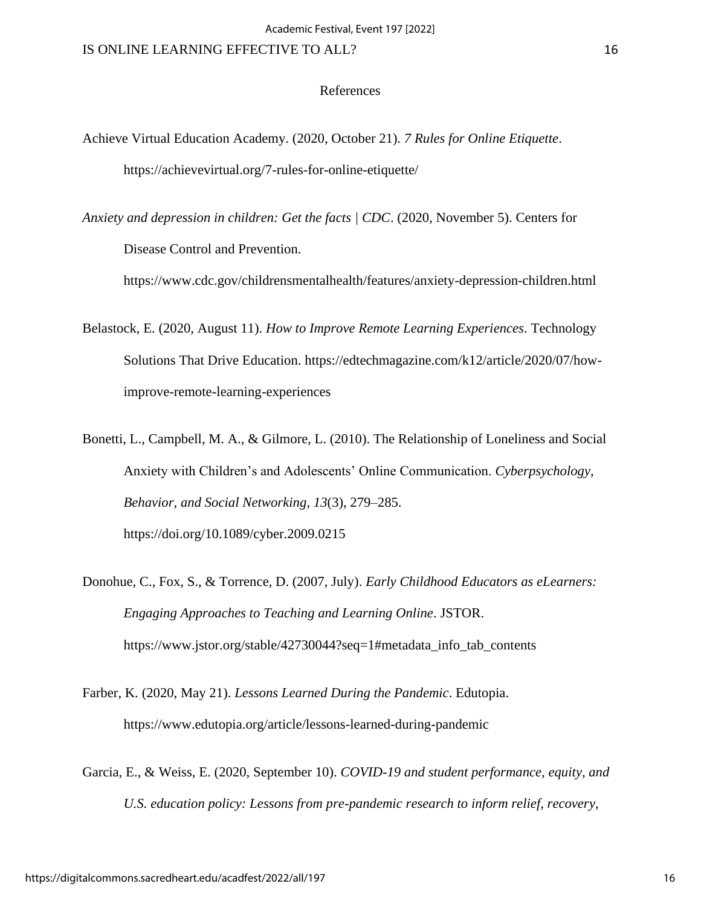# References

Achieve Virtual Education Academy. (2020, October 21). *7 Rules for Online Etiquette*. https://achievevirtual.org/7-rules-for-online-etiquette/

*Anxiety and depression in children: Get the facts | CDC*. (2020, November 5). Centers for Disease Control and Prevention. https://www.cdc.gov/childrensmentalhealth/features/anxiety-depression-children.html

Belastock, E. (2020, August 11). *How to Improve Remote Learning Experiences*. Technology Solutions That Drive Education. https://edtechmagazine.com/k12/article/2020/07/how-improve-remote-learning-experiences

Bonetti, L., Campbell, M. A., & Gilmore, L. (2010). The Relationship of Loneliness and Social Anxiety with Children's and Adolescents' Online Communication. *Cyberpsychology, Behavior, and Social Networking*, *13*(3), 279–285. https://doi.org/10.1089/cyber.2009.0215

Donohue, C., Fox, S., & Torrence, D. (2007, July). *Early Childhood Educators as eLearners: Engaging Approaches to Teaching and Learning Online*. JSTOR. https://www.jstor.org/stable/42730044?seq=1#metadata_info_tab_contents

Farber, K. (2020, May 21). *Lessons Learned During the Pandemic*. Edutopia. https://www.edutopia.org/article/lessons-learned-during-pandemic

Garcia, E., & Weiss, E. (2020, September 10). *COVID-19 and student performance, equity, and U.S. education policy: Lessons from pre-pandemic research to inform relief, recovery,*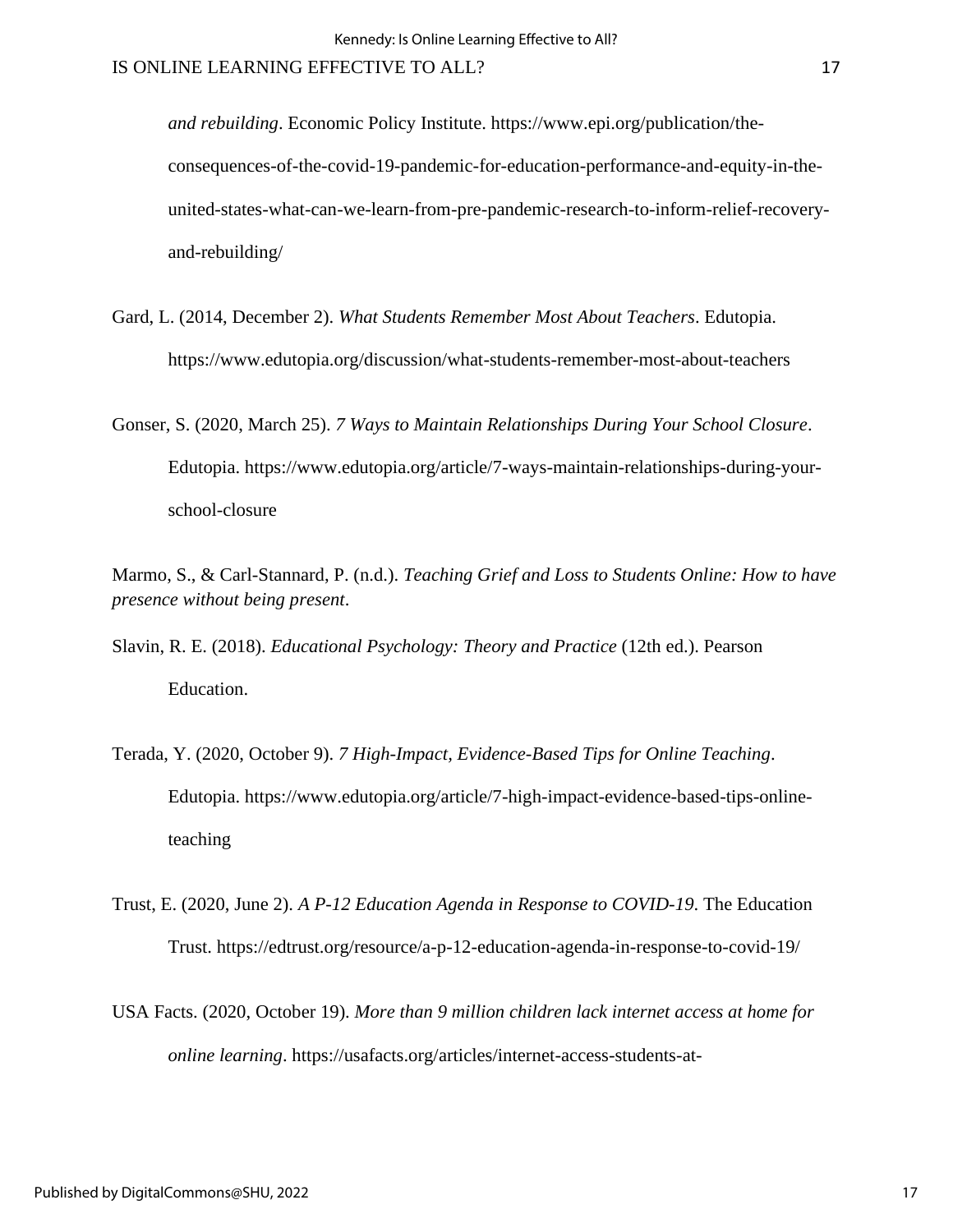*and rebuilding*. Economic Policy Institute. https://www.epi.org/publication/the-consequences-of-the-covid-19-pandemic-for-education-performance-and-equity-in-the-united-states-what-can-we-learn-from-pre-pandemic-research-to-inform-relief-recovery-and-rebuilding/

Gard, L. (2014, December 2). *What Students Remember Most About Teachers*. Edutopia. https://www.edutopia.org/discussion/what-students-remember-most-about-teachers

Gonser, S. (2020, March 25). *7 Ways to Maintain Relationships During Your School Closure*. Edutopia. https://www.edutopia.org/article/7-ways-maintain-relationships-during-your-school-closure

Marmo, S., & Carl-Stannard, P. (n.d.). *Teaching Grief and Loss to Students Online: How to have presence without being present*.

Slavin, R. E. (2018). *Educational Psychology: Theory and Practice* (12th ed.). Pearson Education.

Terada, Y. (2020, October 9). *7 High-Impact, Evidence-Based Tips for Online Teaching*. Edutopia. https://www.edutopia.org/article/7-high-impact-evidence-based-tips-online-teaching

Trust, E. (2020, June 2). *A P-12 Education Agenda in Response to COVID-19*. The Education Trust. https://edtrust.org/resource/a-p-12-education-agenda-in-response-to-covid-19/

USA Facts. (2020, October 19). *More than 9 million children lack internet access at home for online learning*. https://usafacts.org/articles/internet-access-students-at-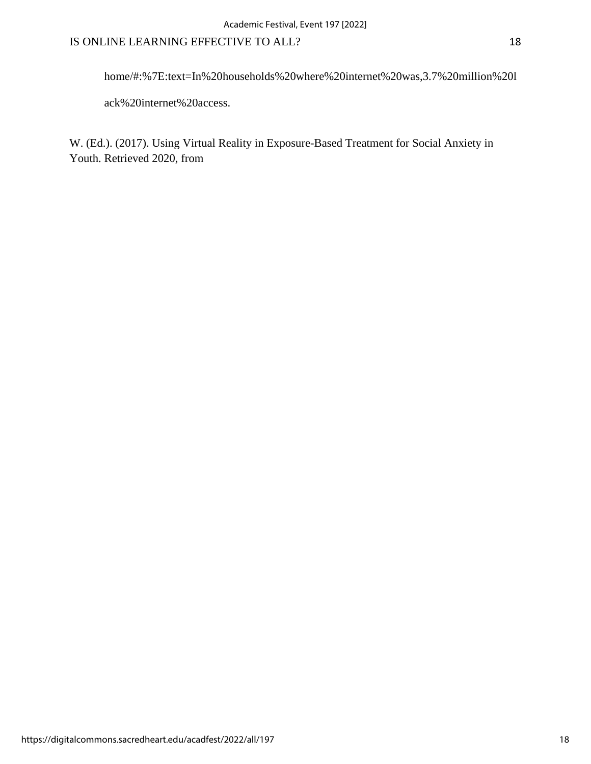home/#:%7E:text=In%20households%20where%20internet%20was,3.7%20million%20l

ack%20internet%20access.

W. (Ed.). (2017). Using Virtual Reality in Exposure-Based Treatment for Social Anxiety in Youth. Retrieved 2020, from